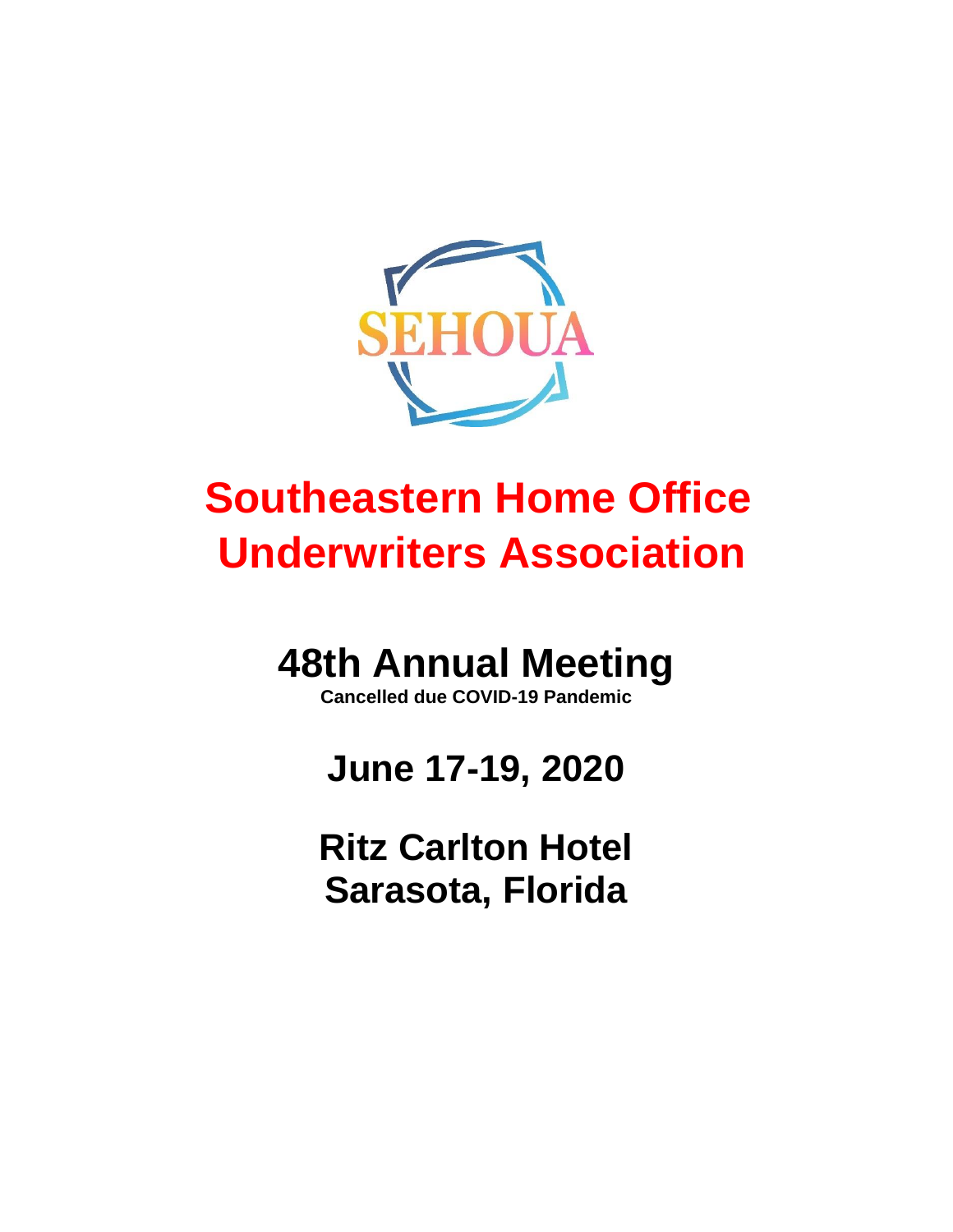SEHOUA

# Southeastern Home Office Underwriters Association

## 48th Annual Meeting

**Cancelled due COVID-19 Pandemic**

## June 17-19, 2020

## Ritz Carlton Hotel
## Sarasota, Florida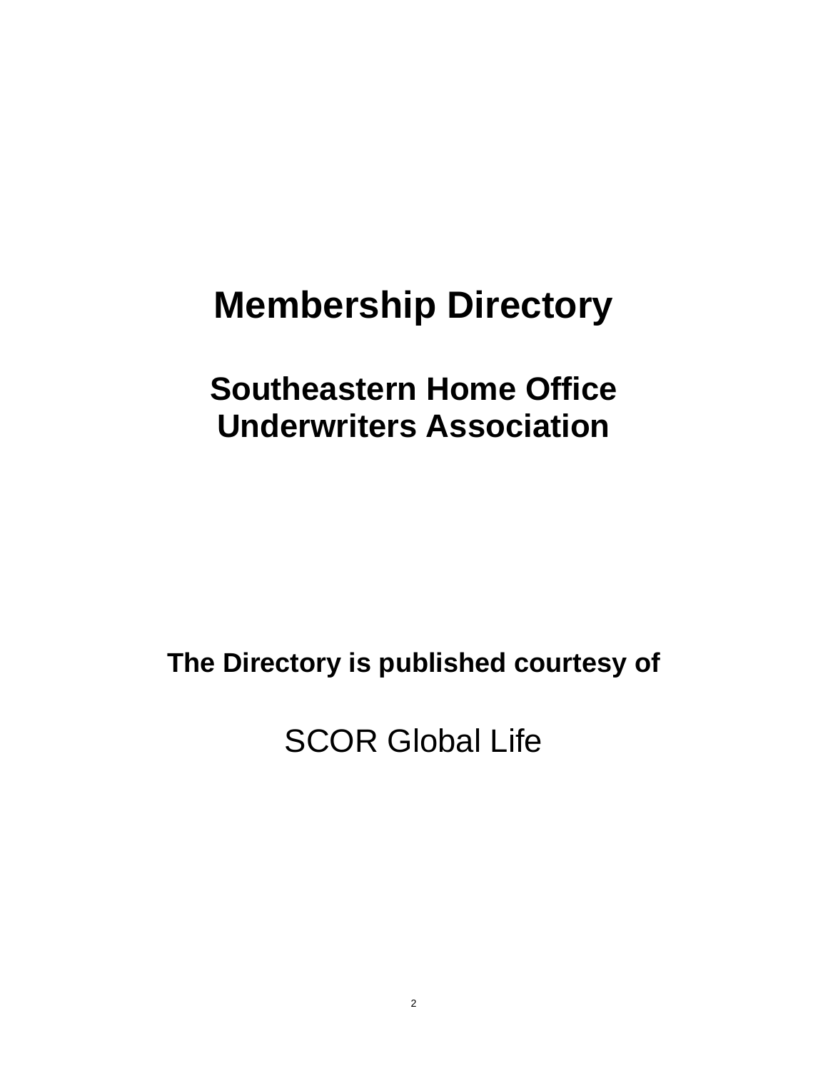# Membership Directory

## Southeastern Home Office Underwriters Association

**The Directory is published courtesy of**

SCOR Global Life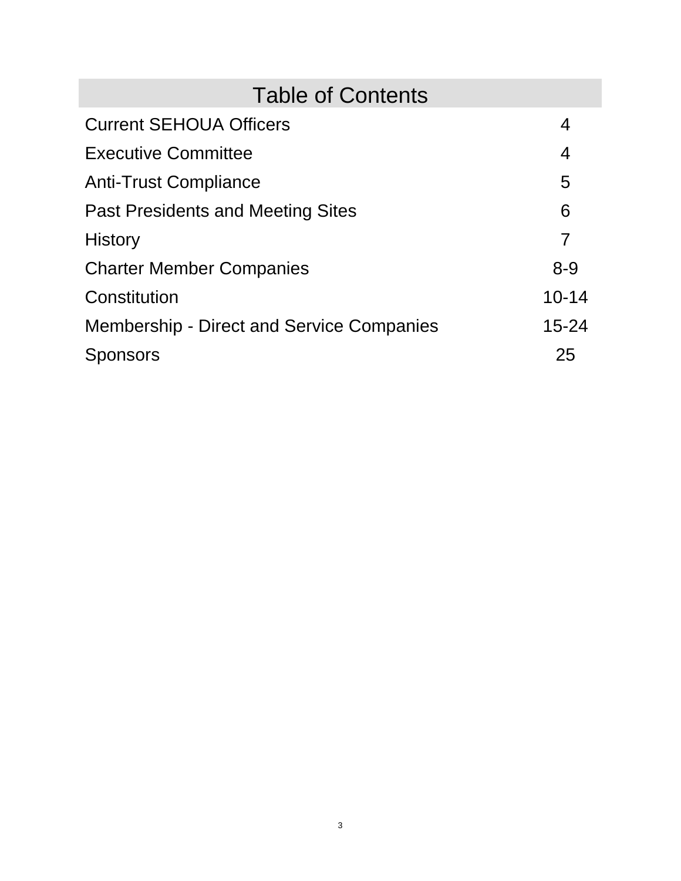# Table of Contents

| | |
|---|---|
| Current SEHOUA Officers | 4 |
| Executive Committee | 4 |
| Anti-Trust Compliance | 5 |
| Past Presidents and Meeting Sites | 6 |
| History | 7 |
| Charter Member Companies | 8-9 |
| Constitution | 10-14 |
| Membership - Direct and Service Companies | 15-24 |
| Sponsors | 25 |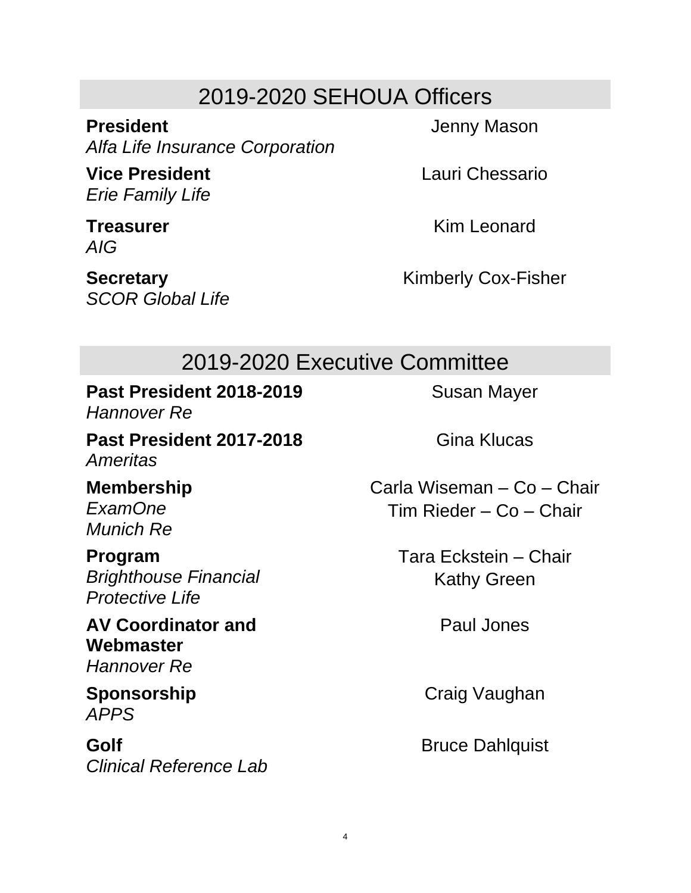## 2019-2020 SEHOUA Officers

**President** — Jenny Mason
*Alfa Life Insurance Corporation*

**Vice President** — Lauri Chessario
*Erie Family Life*

**Treasurer** — Kim Leonard
*AIG*

**Secretary** — Kimberly Cox-Fisher
*SCOR Global Life*

## 2019-2020 Executive Committee

**Past President 2018-2019** — Susan Mayer
*Hannover Re*

**Past President 2017-2018** — Gina Klucas
*Ameritas*

**Membership** — Carla Wiseman – Co – Chair; Tim Rieder – Co – Chair
*ExamOne*
*Munich Re*

**Program** — Tara Eckstein – Chair; Kathy Green
*Brighthouse Financial*
*Protective Life*

**AV Coordinator and Webmaster** — Paul Jones
*Hannover Re*

**Sponsorship** — Craig Vaughan
*APPS*

**Golf** — Bruce Dahlquist
*Clinical Reference Lab*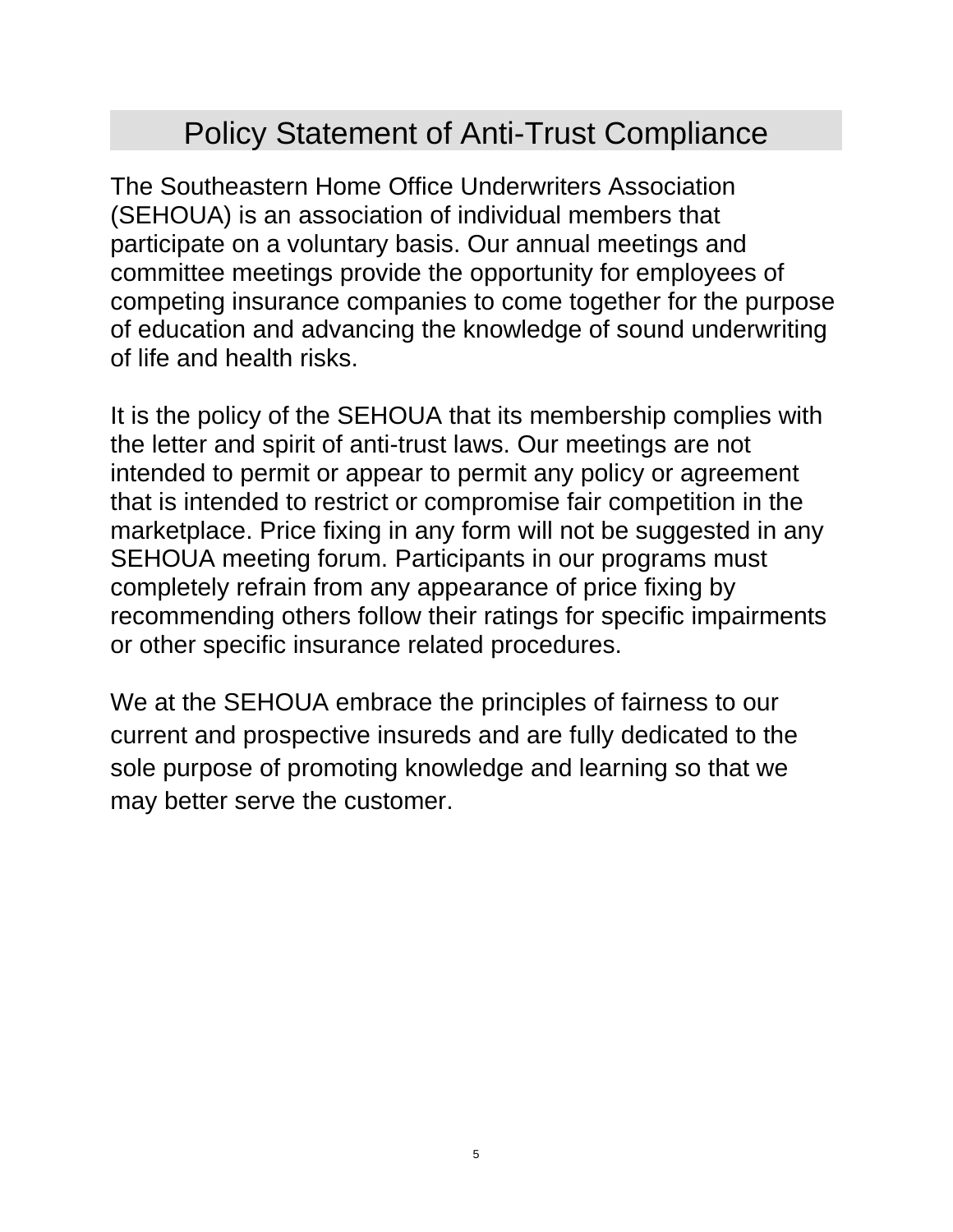# Policy Statement of Anti-Trust Compliance

The Southeastern Home Office Underwriters Association (SEHOUA) is an association of individual members that participate on a voluntary basis. Our annual meetings and committee meetings provide the opportunity for employees of competing insurance companies to come together for the purpose of education and advancing the knowledge of sound underwriting of life and health risks.

It is the policy of the SEHOUA that its membership complies with the letter and spirit of anti-trust laws. Our meetings are not intended to permit or appear to permit any policy or agreement that is intended to restrict or compromise fair competition in the marketplace. Price fixing in any form will not be suggested in any SEHOUA meeting forum. Participants in our programs must completely refrain from any appearance of price fixing by recommending others follow their ratings for specific impairments or other specific insurance related procedures.

We at the SEHOUA embrace the principles of fairness to our current and prospective insureds and are fully dedicated to the sole purpose of promoting knowledge and learning so that we may better serve the customer.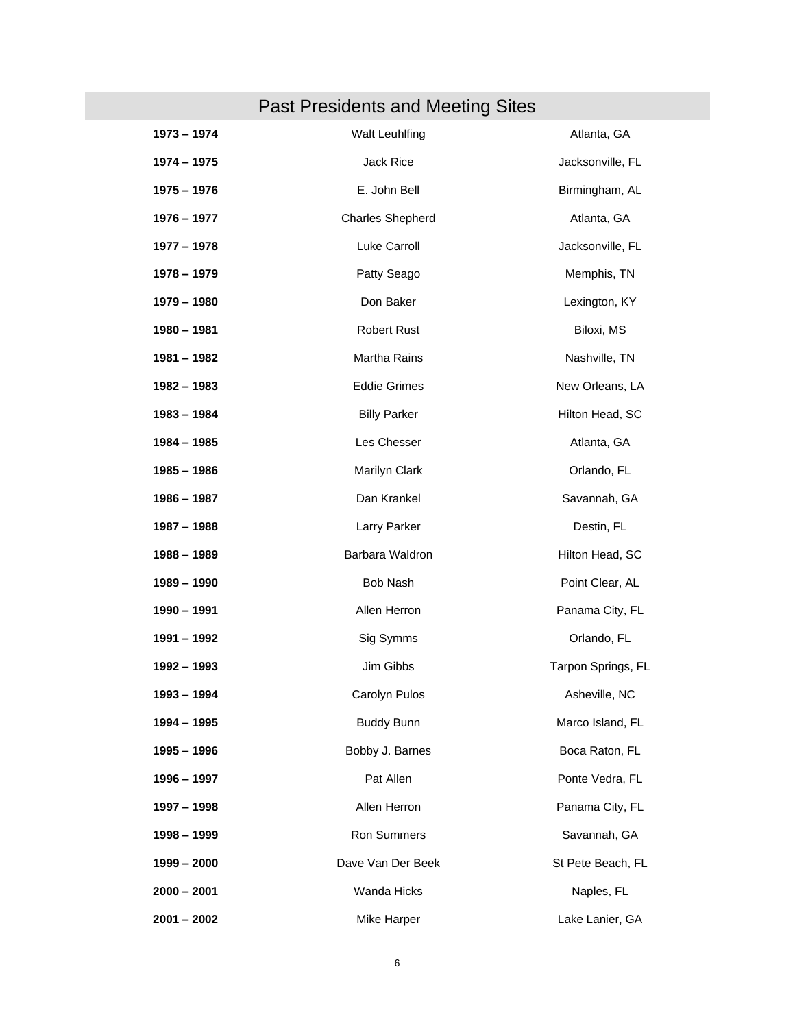## Past Presidents and Meeting Sites

| | | |
|---|---|---|
| **1973 – 1974** | Walt Leuhlfing | Atlanta, GA |
| **1974 – 1975** | Jack Rice | Jacksonville, FL |
| **1975 – 1976** | E. John Bell | Birmingham, AL |
| **1976 – 1977** | Charles Shepherd | Atlanta, GA |
| **1977 – 1978** | Luke Carroll | Jacksonville, FL |
| **1978 – 1979** | Patty Seago | Memphis, TN |
| **1979 – 1980** | Don Baker | Lexington, KY |
| **1980 – 1981** | Robert Rust | Biloxi, MS |
| **1981 – 1982** | Martha Rains | Nashville, TN |
| **1982 – 1983** | Eddie Grimes | New Orleans, LA |
| **1983 – 1984** | Billy Parker | Hilton Head, SC |
| **1984 – 1985** | Les Chesser | Atlanta, GA |
| **1985 – 1986** | Marilyn Clark | Orlando, FL |
| **1986 – 1987** | Dan Krankel | Savannah, GA |
| **1987 – 1988** | Larry Parker | Destin, FL |
| **1988 – 1989** | Barbara Waldron | Hilton Head, SC |
| **1989 – 1990** | Bob Nash | Point Clear, AL |
| **1990 – 1991** | Allen Herron | Panama City, FL |
| **1991 – 1992** | Sig Symms | Orlando, FL |
| **1992 – 1993** | Jim Gibbs | Tarpon Springs, FL |
| **1993 – 1994** | Carolyn Pulos | Asheville, NC |
| **1994 – 1995** | Buddy Bunn | Marco Island, FL |
| **1995 – 1996** | Bobby J. Barnes | Boca Raton, FL |
| **1996 – 1997** | Pat Allen | Ponte Vedra, FL |
| **1997 – 1998** | Allen Herron | Panama City, FL |
| **1998 – 1999** | Ron Summers | Savannah, GA |
| **1999 – 2000** | Dave Van Der Beek | St Pete Beach, FL |
| **2000 – 2001** | Wanda Hicks | Naples, FL |
| **2001 – 2002** | Mike Harper | Lake Lanier, GA |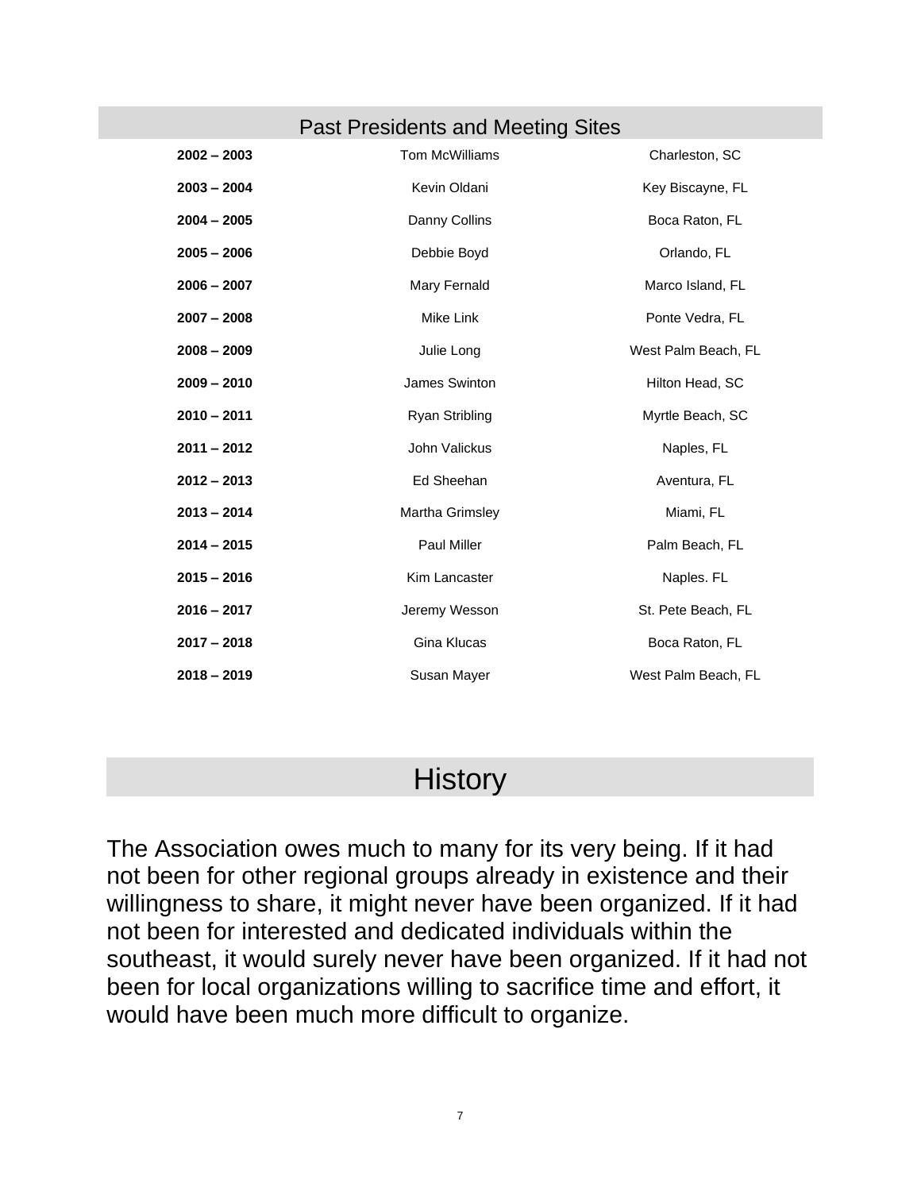## Past Presidents and Meeting Sites

| Year | President | Meeting Site |
|---|---|---|
| **2002 – 2003** | Tom McWilliams | Charleston, SC |
| **2003 – 2004** | Kevin Oldani | Key Biscayne, FL |
| **2004 – 2005** | Danny Collins | Boca Raton, FL |
| **2005 – 2006** | Debbie Boyd | Orlando, FL |
| **2006 – 2007** | Mary Fernald | Marco Island, FL |
| **2007 – 2008** | Mike Link | Ponte Vedra, FL |
| **2008 – 2009** | Julie Long | West Palm Beach, FL |
| **2009 – 2010** | James Swinton | Hilton Head, SC |
| **2010 – 2011** | Ryan Stribling | Myrtle Beach, SC |
| **2011 – 2012** | John Valickus | Naples, FL |
| **2012 – 2013** | Ed Sheehan | Aventura, FL |
| **2013 – 2014** | Martha Grimsley | Miami, FL |
| **2014 – 2015** | Paul Miller | Palm Beach, FL |
| **2015 – 2016** | Kim Lancaster | Naples. FL |
| **2016 – 2017** | Jeremy Wesson | St. Pete Beach, FL |
| **2017 – 2018** | Gina Klucas | Boca Raton, FL |
| **2018 – 2019** | Susan Mayer | West Palm Beach, FL |

# History

The Association owes much to many for its very being. If it had not been for other regional groups already in existence and their willingness to share, it might never have been organized. If it had not been for interested and dedicated individuals within the southeast, it would surely never have been organized. If it had not been for local organizations willing to sacrifice time and effort, it would have been much more difficult to organize.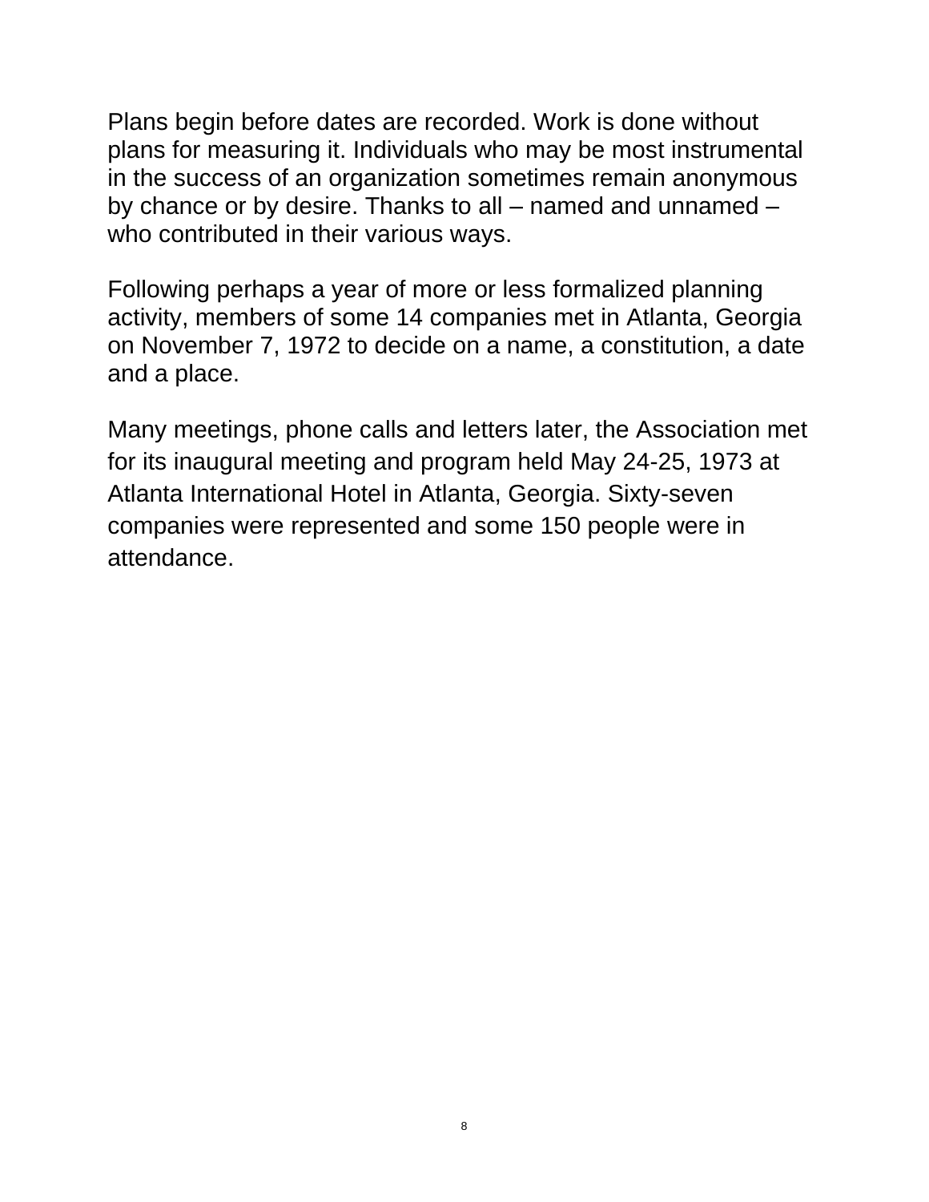Plans begin before dates are recorded. Work is done without plans for measuring it. Individuals who may be most instrumental in the success of an organization sometimes remain anonymous by chance or by desire. Thanks to all – named and unnamed – who contributed in their various ways.

Following perhaps a year of more or less formalized planning activity, members of some 14 companies met in Atlanta, Georgia on November 7, 1972 to decide on a name, a constitution, a date and a place.

Many meetings, phone calls and letters later, the Association met for its inaugural meeting and program held May 24-25, 1973 at Atlanta International Hotel in Atlanta, Georgia. Sixty-seven companies were represented and some 150 people were in attendance.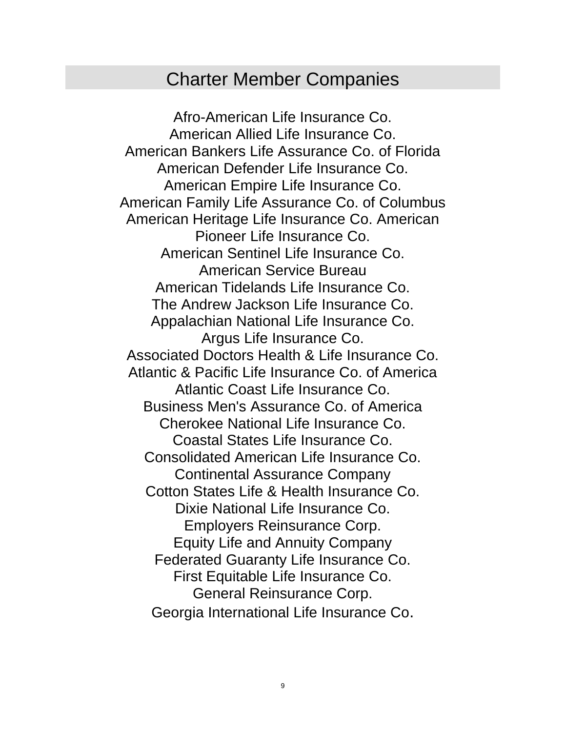## Charter Member Companies

Afro-American Life Insurance Co.
American Allied Life Insurance Co.
American Bankers Life Assurance Co. of Florida
American Defender Life Insurance Co.
American Empire Life Insurance Co.
American Family Life Assurance Co. of Columbus
American Heritage Life Insurance Co. American
Pioneer Life Insurance Co.
American Sentinel Life Insurance Co.
American Service Bureau
American Tidelands Life Insurance Co.
The Andrew Jackson Life Insurance Co.
Appalachian National Life Insurance Co.
Argus Life Insurance Co.
Associated Doctors Health & Life Insurance Co.
Atlantic & Pacific Life Insurance Co. of America
Atlantic Coast Life Insurance Co.
Business Men's Assurance Co. of America
Cherokee National Life Insurance Co.
Coastal States Life Insurance Co.
Consolidated American Life Insurance Co.
Continental Assurance Company
Cotton States Life & Health Insurance Co.
Dixie National Life Insurance Co.
Employers Reinsurance Corp.
Equity Life and Annuity Company
Federated Guaranty Life Insurance Co.
First Equitable Life Insurance Co.
General Reinsurance Corp.
Georgia International Life Insurance Co.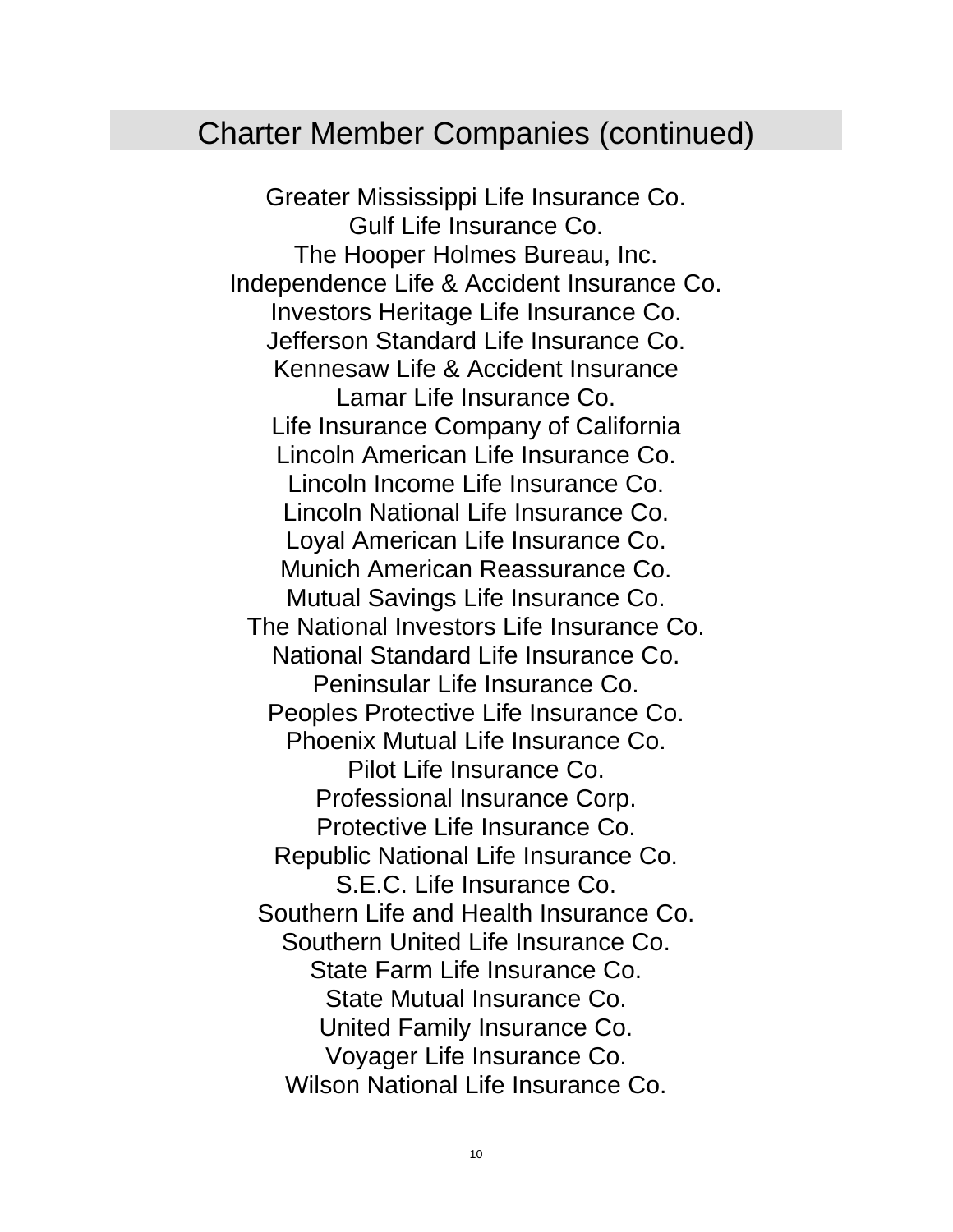## Charter Member Companies (continued)

Greater Mississippi Life Insurance Co.
Gulf Life Insurance Co.
The Hooper Holmes Bureau, Inc.
Independence Life & Accident Insurance Co.
Investors Heritage Life Insurance Co.
Jefferson Standard Life Insurance Co.
Kennesaw Life & Accident Insurance
Lamar Life Insurance Co.
Life Insurance Company of California
Lincoln American Life Insurance Co.
Lincoln Income Life Insurance Co.
Lincoln National Life Insurance Co.
Loyal American Life Insurance Co.
Munich American Reassurance Co.
Mutual Savings Life Insurance Co.
The National Investors Life Insurance Co.
National Standard Life Insurance Co.
Peninsular Life Insurance Co.
Peoples Protective Life Insurance Co.
Phoenix Mutual Life Insurance Co.
Pilot Life Insurance Co.
Professional Insurance Corp.
Protective Life Insurance Co.
Republic National Life Insurance Co.
S.E.C. Life Insurance Co.
Southern Life and Health Insurance Co.
Southern United Life Insurance Co.
State Farm Life Insurance Co.
State Mutual Insurance Co.
United Family Insurance Co.
Voyager Life Insurance Co.
Wilson National Life Insurance Co.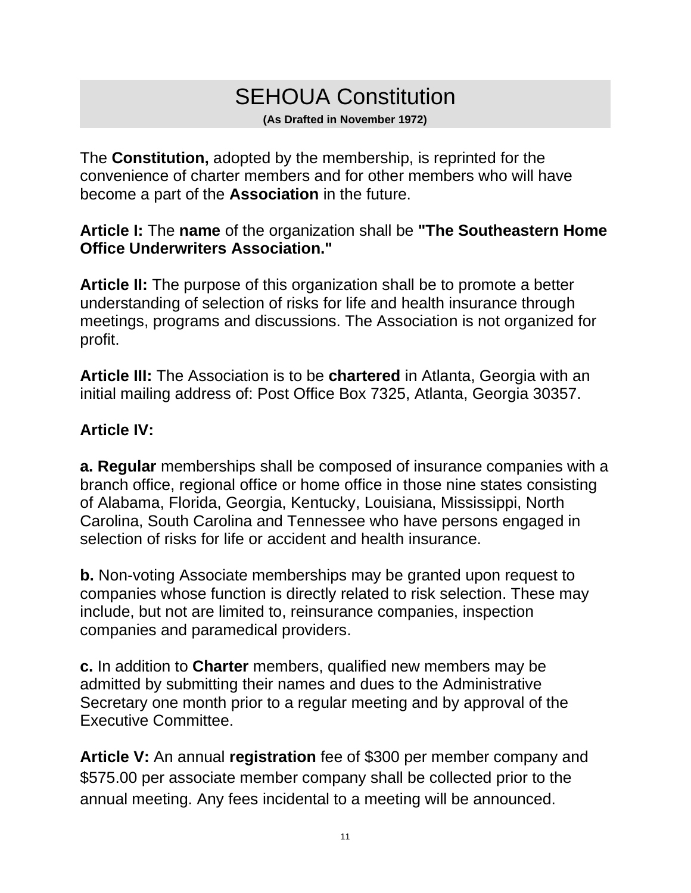# SEHOUA Constitution

**(As Drafted in November 1972)**

The **Constitution,** adopted by the membership, is reprinted for the convenience of charter members and for other members who will have become a part of the **Association** in the future.

**Article I:** The **name** of the organization shall be **"The Southeastern Home Office Underwriters Association."**

**Article II:** The purpose of this organization shall be to promote a better understanding of selection of risks for life and health insurance through meetings, programs and discussions. The Association is not organized for profit.

**Article III:** The Association is to be **chartered** in Atlanta, Georgia with an initial mailing address of: Post Office Box 7325, Atlanta, Georgia 30357.

**Article IV:**

**a. Regular** memberships shall be composed of insurance companies with a branch office, regional office or home office in those nine states consisting of Alabama, Florida, Georgia, Kentucky, Louisiana, Mississippi, North Carolina, South Carolina and Tennessee who have persons engaged in selection of risks for life or accident and health insurance.

**b.** Non-voting Associate memberships may be granted upon request to companies whose function is directly related to risk selection. These may include, but not are limited to, reinsurance companies, inspection companies and paramedical providers.

**c.** In addition to **Charter** members, qualified new members may be admitted by submitting their names and dues to the Administrative Secretary one month prior to a regular meeting and by approval of the Executive Committee.

**Article V:** An annual **registration** fee of $300 per member company and $575.00 per associate member company shall be collected prior to the annual meeting. Any fees incidental to a meeting will be announced.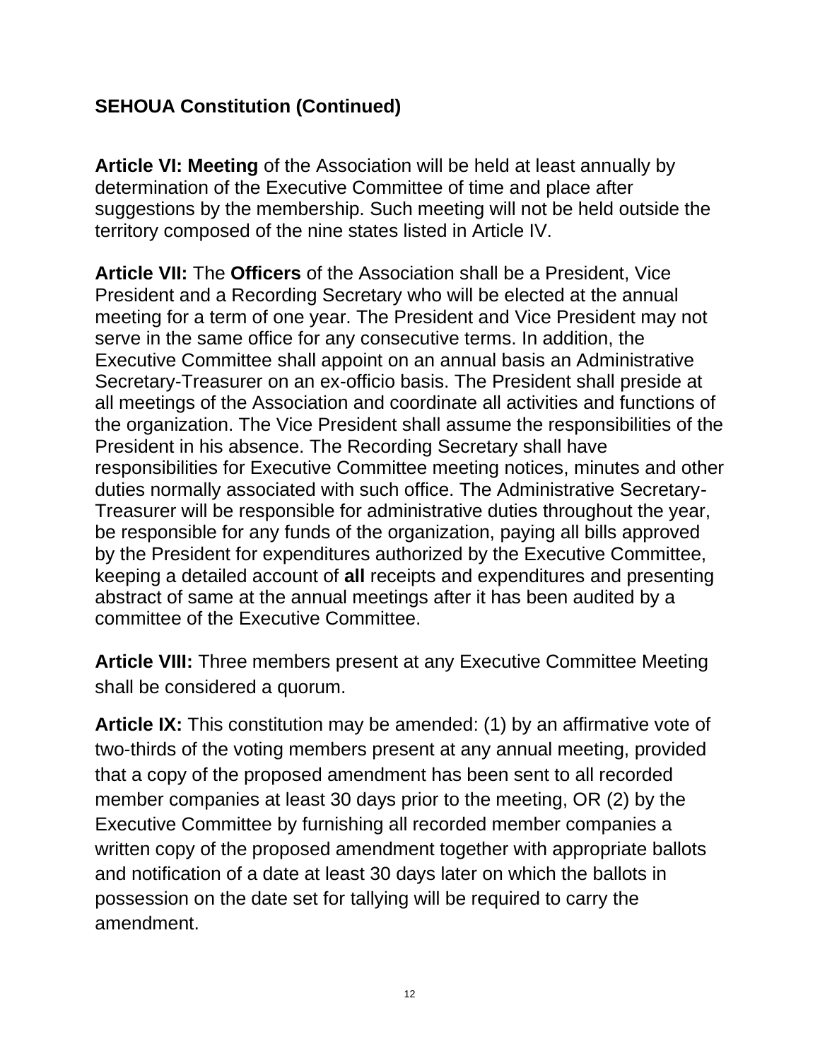**SEHOUA Constitution (Continued)**

**Article VI: Meeting** of the Association will be held at least annually by determination of the Executive Committee of time and place after suggestions by the membership. Such meeting will not be held outside the territory composed of the nine states listed in Article IV.

**Article VII:** The **Officers** of the Association shall be a President, Vice President and a Recording Secretary who will be elected at the annual meeting for a term of one year. The President and Vice President may not serve in the same office for any consecutive terms. In addition, the Executive Committee shall appoint on an annual basis an Administrative Secretary-Treasurer on an ex-officio basis. The President shall preside at all meetings of the Association and coordinate all activities and functions of the organization. The Vice President shall assume the responsibilities of the President in his absence. The Recording Secretary shall have responsibilities for Executive Committee meeting notices, minutes and other duties normally associated with such office. The Administrative Secretary-Treasurer will be responsible for administrative duties throughout the year, be responsible for any funds of the organization, paying all bills approved by the President for expenditures authorized by the Executive Committee, keeping a detailed account of **all** receipts and expenditures and presenting abstract of same at the annual meetings after it has been audited by a committee of the Executive Committee.

**Article VIII:** Three members present at any Executive Committee Meeting shall be considered a quorum.

**Article IX:** This constitution may be amended: (1) by an affirmative vote of two-thirds of the voting members present at any annual meeting, provided that a copy of the proposed amendment has been sent to all recorded member companies at least 30 days prior to the meeting, OR (2) by the Executive Committee by furnishing all recorded member companies a written copy of the proposed amendment together with appropriate ballots and notification of a date at least 30 days later on which the ballots in possession on the date set for tallying will be required to carry the amendment.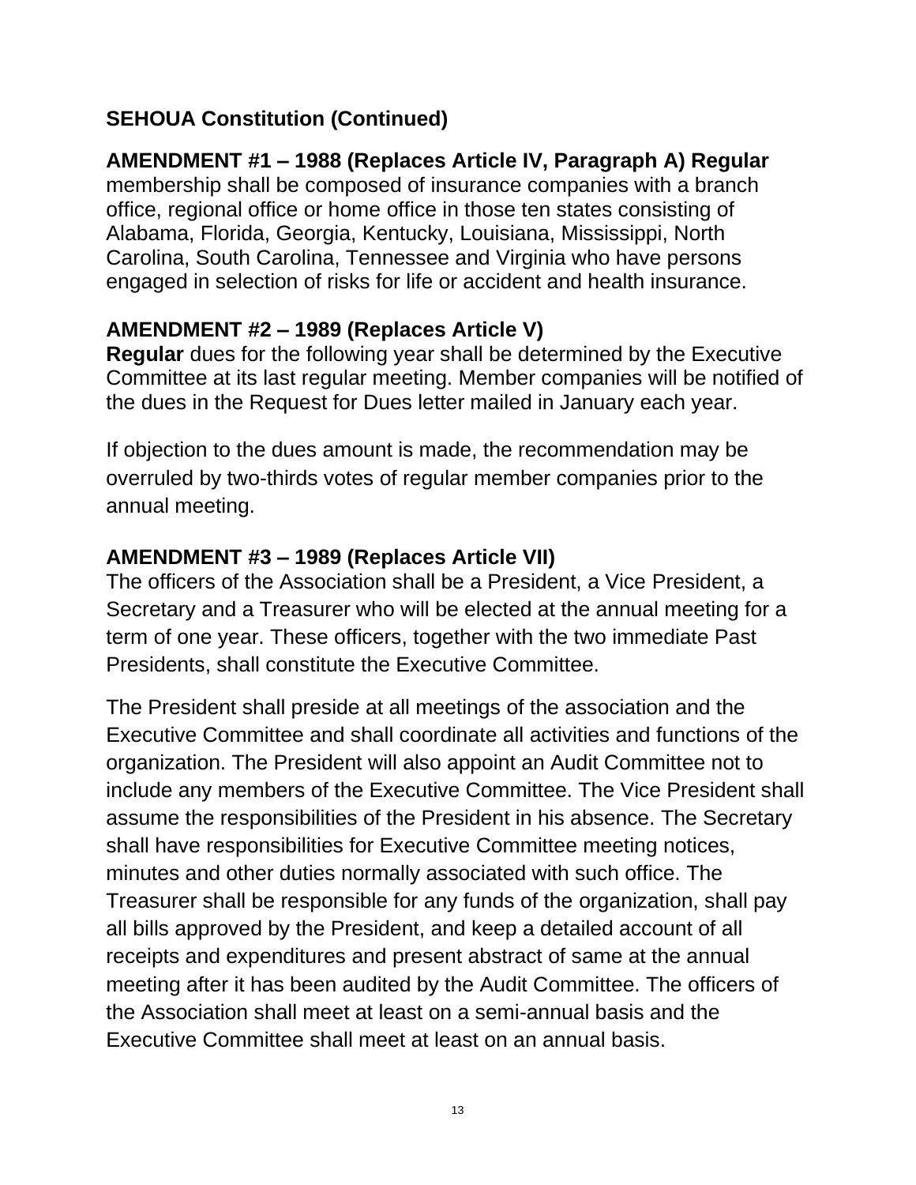## SEHOUA Constitution (Continued)

**AMENDMENT #1 – 1988 (Replaces Article IV, Paragraph A) Regular** membership shall be composed of insurance companies with a branch office, regional office or home office in those ten states consisting of Alabama, Florida, Georgia, Kentucky, Louisiana, Mississippi, North Carolina, South Carolina, Tennessee and Virginia who have persons engaged in selection of risks for life or accident and health insurance.

**AMENDMENT #2 – 1989 (Replaces Article V)**
**Regular** dues for the following year shall be determined by the Executive Committee at its last regular meeting. Member companies will be notified of the dues in the Request for Dues letter mailed in January each year.

If objection to the dues amount is made, the recommendation may be overruled by two-thirds votes of regular member companies prior to the annual meeting.

**AMENDMENT #3 – 1989 (Replaces Article VII)**
The officers of the Association shall be a President, a Vice President, a Secretary and a Treasurer who will be elected at the annual meeting for a term of one year. These officers, together with the two immediate Past Presidents, shall constitute the Executive Committee.

The President shall preside at all meetings of the association and the Executive Committee and shall coordinate all activities and functions of the organization. The President will also appoint an Audit Committee not to include any members of the Executive Committee. The Vice President shall assume the responsibilities of the President in his absence. The Secretary shall have responsibilities for Executive Committee meeting notices, minutes and other duties normally associated with such office. The Treasurer shall be responsible for any funds of the organization, shall pay all bills approved by the President, and keep a detailed account of all receipts and expenditures and present abstract of same at the annual meeting after it has been audited by the Audit Committee. The officers of the Association shall meet at least on a semi-annual basis and the Executive Committee shall meet at least on an annual basis.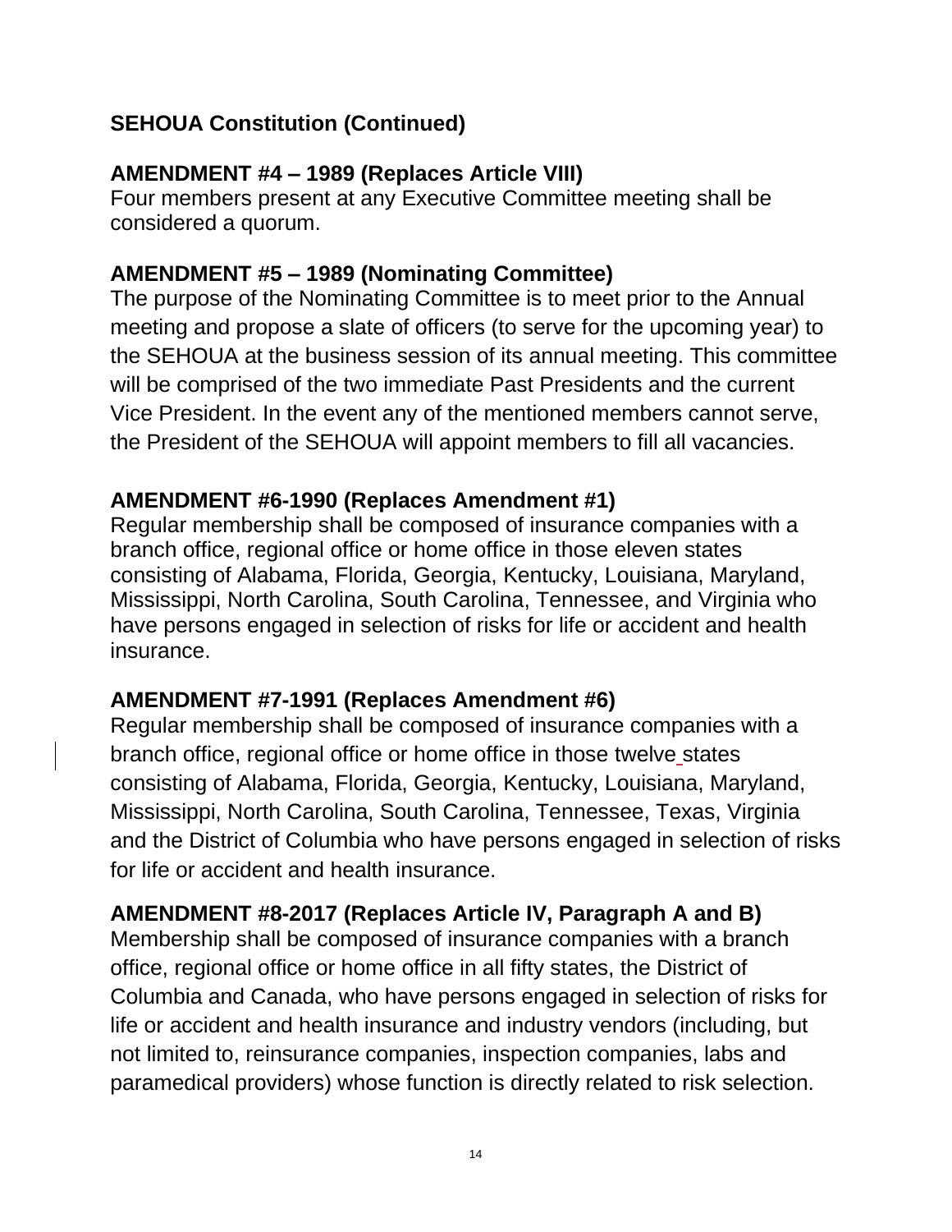## SEHOUA Constitution (Continued)

### AMENDMENT #4 – 1989 (Replaces Article VIII)

Four members present at any Executive Committee meeting shall be considered a quorum.

### AMENDMENT #5 – 1989 (Nominating Committee)

The purpose of the Nominating Committee is to meet prior to the Annual meeting and propose a slate of officers (to serve for the upcoming year) to the SEHOUA at the business session of its annual meeting. This committee will be comprised of the two immediate Past Presidents and the current Vice President. In the event any of the mentioned members cannot serve, the President of the SEHOUA will appoint members to fill all vacancies.

### AMENDMENT #6-1990 (Replaces Amendment #1)

Regular membership shall be composed of insurance companies with a branch office, regional office or home office in those eleven states consisting of Alabama, Florida, Georgia, Kentucky, Louisiana, Maryland, Mississippi, North Carolina, South Carolina, Tennessee, and Virginia who have persons engaged in selection of risks for life or accident and health insurance.

### AMENDMENT #7-1991 (Replaces Amendment #6)

Regular membership shall be composed of insurance companies with a branch office, regional office or home office in those twelve states consisting of Alabama, Florida, Georgia, Kentucky, Louisiana, Maryland, Mississippi, North Carolina, South Carolina, Tennessee, Texas, Virginia and the District of Columbia who have persons engaged in selection of risks for life or accident and health insurance.

### AMENDMENT #8-2017 (Replaces Article IV, Paragraph A and B)

Membership shall be composed of insurance companies with a branch office, regional office or home office in all fifty states, the District of Columbia and Canada, who have persons engaged in selection of risks for life or accident and health insurance and industry vendors (including, but not limited to, reinsurance companies, inspection companies, labs and paramedical providers) whose function is directly related to risk selection.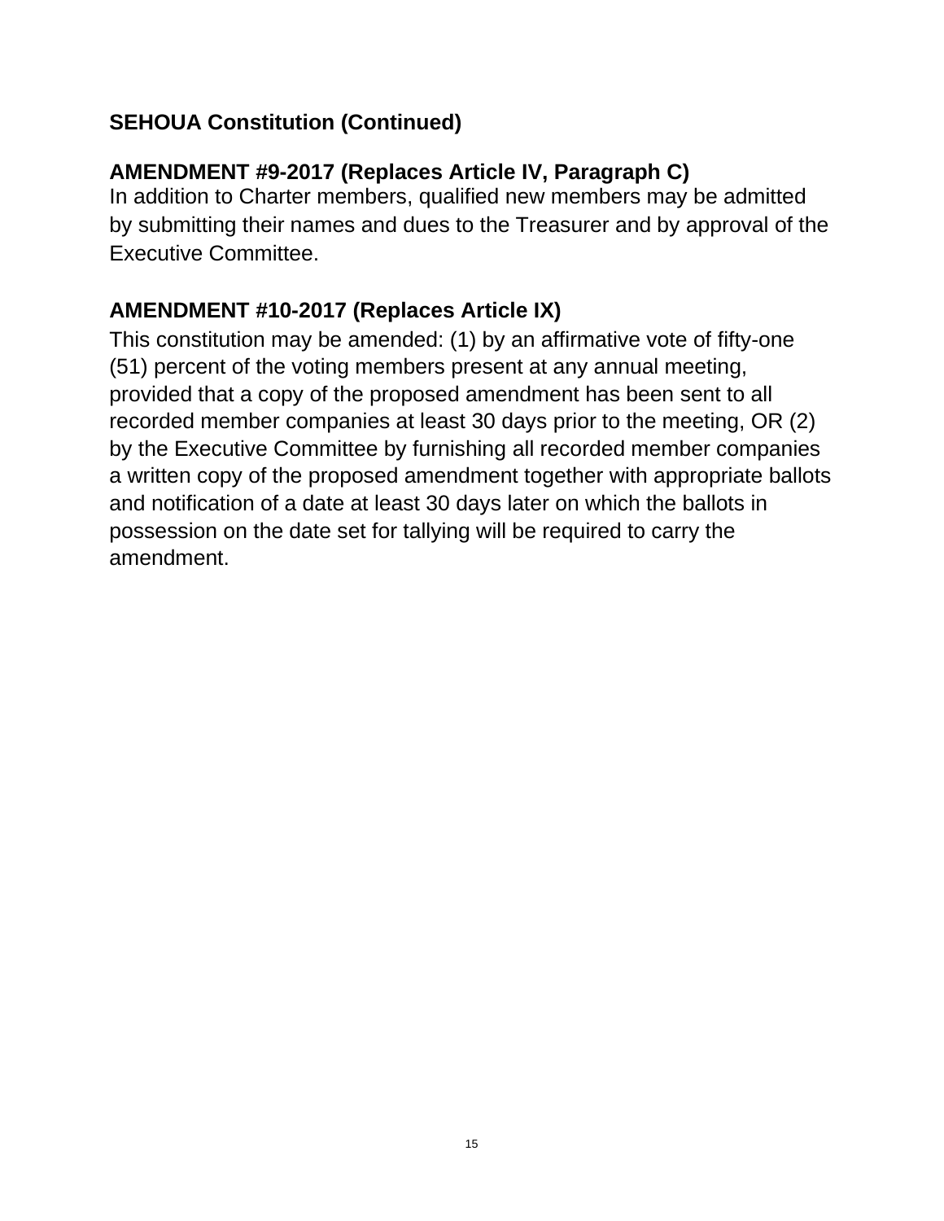## SEHOUA Constitution (Continued)

### AMENDMENT #9-2017 (Replaces Article IV, Paragraph C)

In addition to Charter members, qualified new members may be admitted by submitting their names and dues to the Treasurer and by approval of the Executive Committee.

### AMENDMENT #10-2017 (Replaces Article IX)

This constitution may be amended: (1) by an affirmative vote of fifty-one (51) percent of the voting members present at any annual meeting, provided that a copy of the proposed amendment has been sent to all recorded member companies at least 30 days prior to the meeting, OR (2) by the Executive Committee by furnishing all recorded member companies a written copy of the proposed amendment together with appropriate ballots and notification of a date at least 30 days later on which the ballots in possession on the date set for tallying will be required to carry the amendment.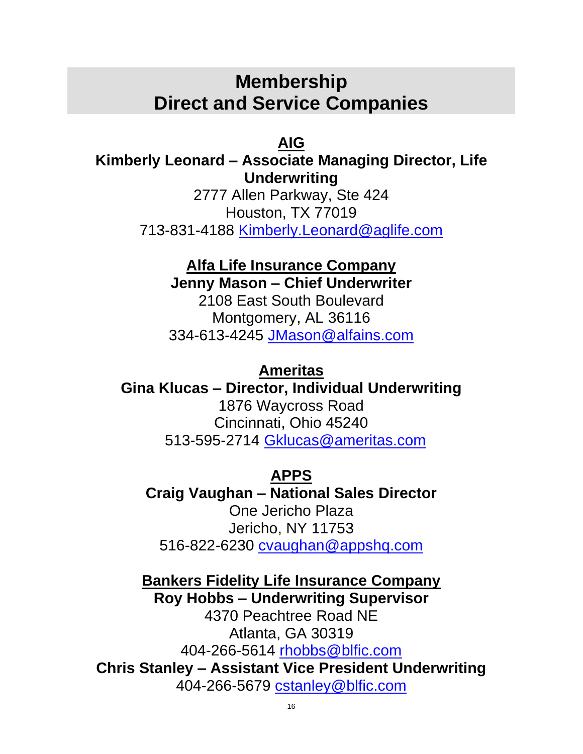# Membership
# Direct and Service Companies

**AIG**

**Kimberly Leonard – Associate Managing Director, Life Underwriting**
2777 Allen Parkway, Ste 424
Houston, TX 77019
713-831-4188 Kimberly.Leonard@aglife.com

**Alfa Life Insurance Company**

**Jenny Mason – Chief Underwriter**
2108 East South Boulevard
Montgomery, AL 36116
334-613-4245 JMason@alfains.com

**Ameritas**

**Gina Klucas – Director, Individual Underwriting**
1876 Waycross Road
Cincinnati, Ohio 45240
513-595-2714 Gklucas@ameritas.com

**APPS**

**Craig Vaughan – National Sales Director**
One Jericho Plaza
Jericho, NY 11753
516-822-6230 cvaughan@appshq.com

**Bankers Fidelity Life Insurance Company**

**Roy Hobbs – Underwriting Supervisor**
4370 Peachtree Road NE
Atlanta, GA 30319
404-266-5614 rhobbs@blfic.com

**Chris Stanley – Assistant Vice President Underwriting**
404-266-5679 cstanley@blfic.com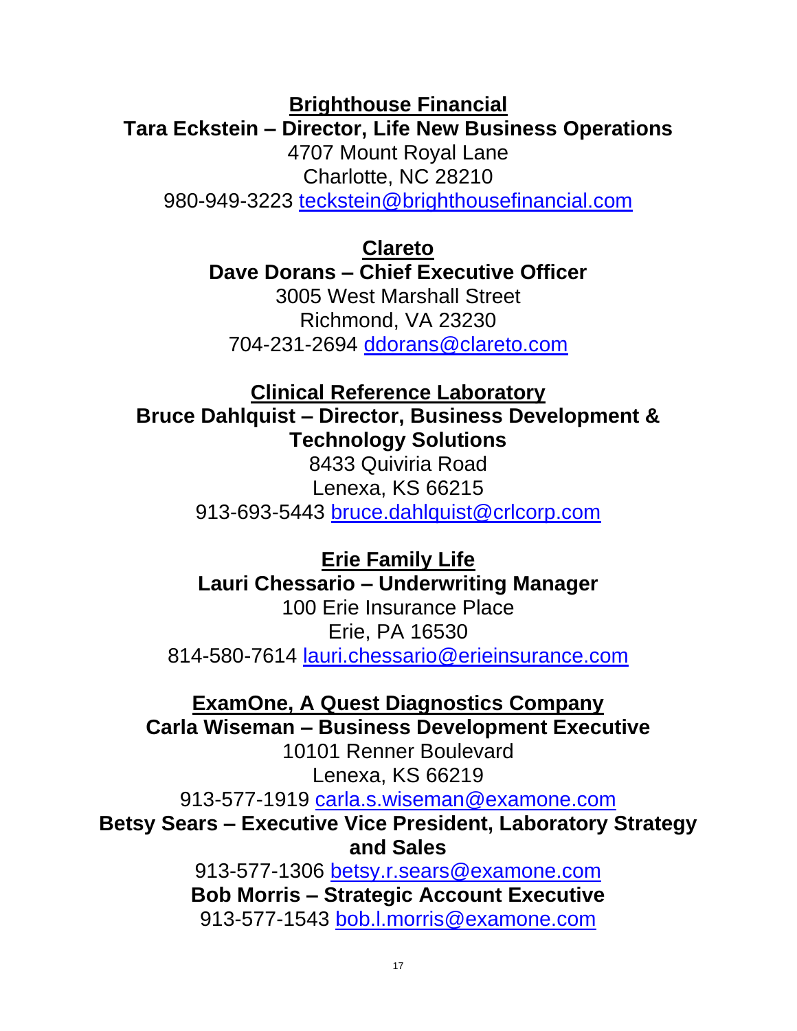**Brighthouse Financial**

**Tara Eckstein – Director, Life New Business Operations**

4707 Mount Royal Lane
Charlotte, NC 28210
980-949-3223 teckstein@brighthousefinancial.com

**Clareto**

**Dave Dorans – Chief Executive Officer**

3005 West Marshall Street
Richmond, VA 23230
704-231-2694 ddorans@clareto.com

**Clinical Reference Laboratory**

**Bruce Dahlquist – Director, Business Development & Technology Solutions**

8433 Quiviria Road
Lenexa, KS 66215
913-693-5443 bruce.dahlquist@crlcorp.com

**Erie Family Life**

**Lauri Chessario – Underwriting Manager**

100 Erie Insurance Place
Erie, PA 16530
814-580-7614 lauri.chessario@erieinsurance.com

**ExamOne, A Quest Diagnostics Company**

**Carla Wiseman – Business Development Executive**

10101 Renner Boulevard
Lenexa, KS 66219
913-577-1919 carla.s.wiseman@examone.com

**Betsy Sears – Executive Vice President, Laboratory Strategy and Sales**

913-577-1306 betsy.r.sears@examone.com

**Bob Morris – Strategic Account Executive**

913-577-1543 bob.l.morris@examone.com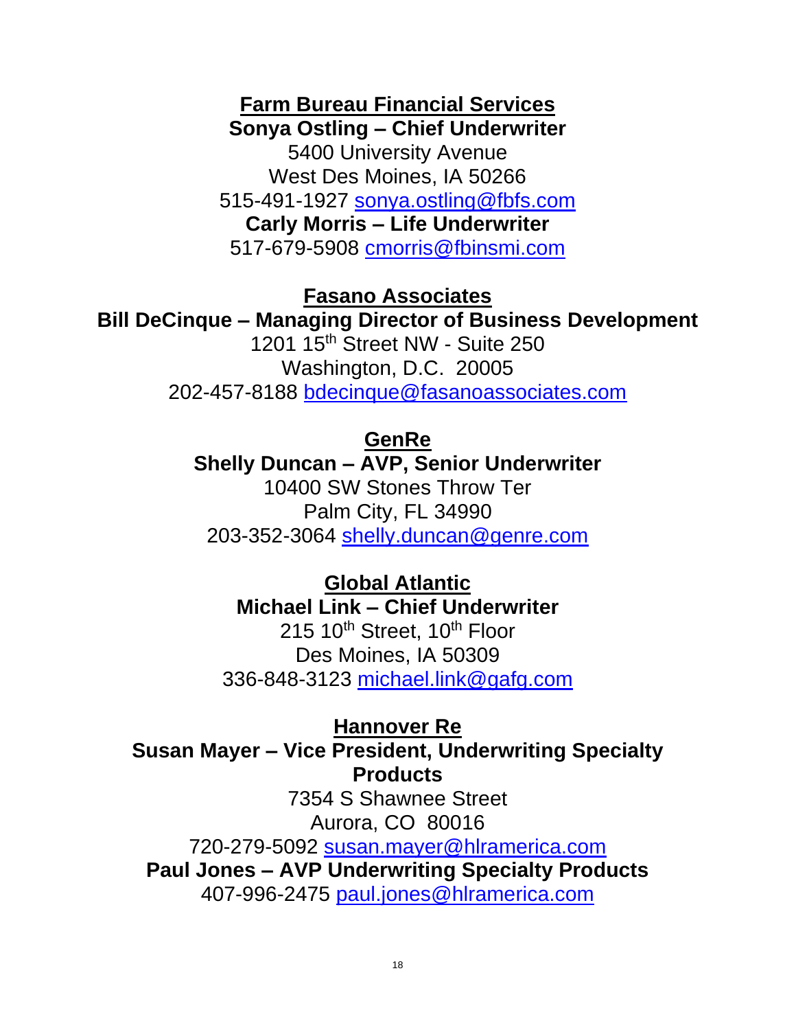**Farm Bureau Financial Services**

**Sonya Ostling – Chief Underwriter**

5400 University Avenue
West Des Moines, IA 50266
515-491-1927 sonya.ostling@fbfs.com

**Carly Morris – Life Underwriter**

517-679-5908 cmorris@fbinsmi.com

**Fasano Associates**

**Bill DeCinque – Managing Director of Business Development**

1201 15th Street NW - Suite 250
Washington, D.C. 20005
202-457-8188 bdecinque@fasanoassociates.com

**GenRe**

**Shelly Duncan – AVP, Senior Underwriter**

10400 SW Stones Throw Ter
Palm City, FL 34990
203-352-3064 shelly.duncan@genre.com

**Global Atlantic**

**Michael Link – Chief Underwriter**

215 10th Street, 10th Floor
Des Moines, IA 50309
336-848-3123 michael.link@gafg.com

**Hannover Re**

**Susan Mayer – Vice President, Underwriting Specialty Products**

7354 S Shawnee Street
Aurora, CO 80016
720-279-5092 susan.mayer@hlramerica.com

**Paul Jones – AVP Underwriting Specialty Products**

407-996-2475 paul.jones@hlramerica.com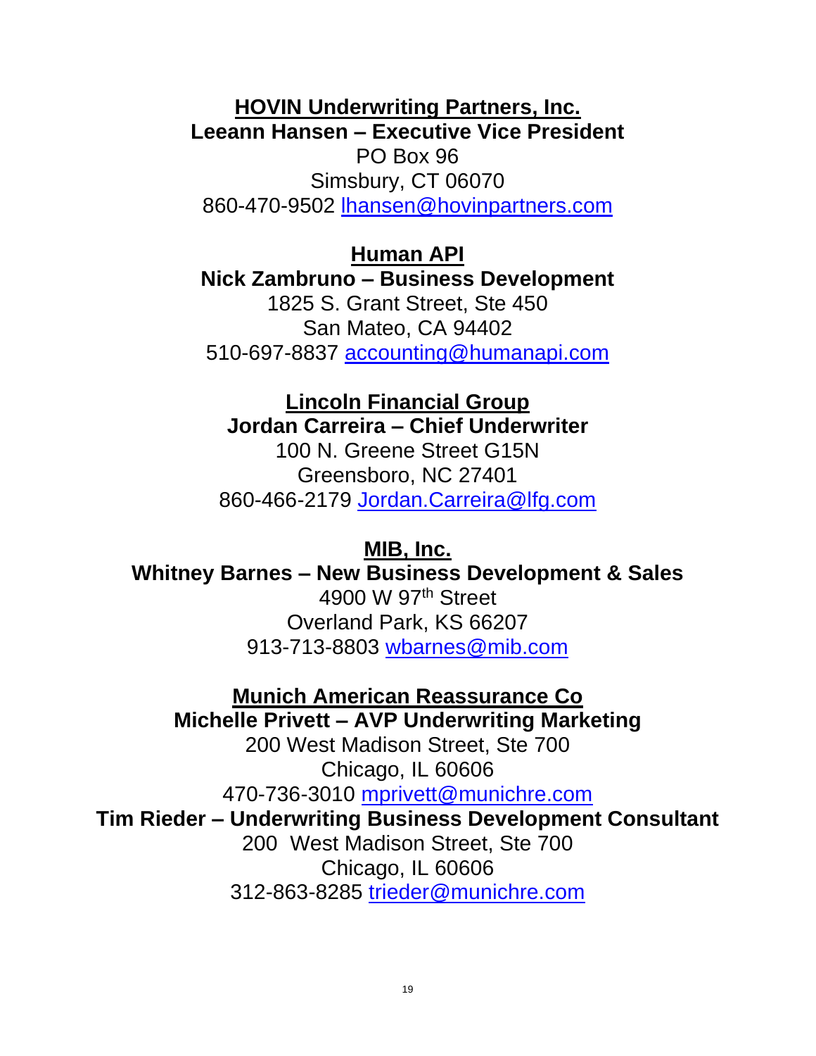**<u>HOVIN Underwriting Partners, Inc.</u>**
**Leeann Hansen – Executive Vice President**
PO Box 96
Simsbury, CT 06070
860-470-9502 lhansen@hovinpartners.com

**<u>Human API</u>**
**Nick Zambruno – Business Development**
1825 S. Grant Street, Ste 450
San Mateo, CA 94402
510-697-8837 accounting@humanapi.com

**<u>Lincoln Financial Group</u>**
**Jordan Carreira – Chief Underwriter**
100 N. Greene Street G15N
Greensboro, NC 27401
860-466-2179 Jordan.Carreira@lfg.com

**<u>MIB, Inc.</u>**
**Whitney Barnes – New Business Development & Sales**
4900 W 97th Street
Overland Park, KS 66207
913-713-8803 wbarnes@mib.com

**<u>Munich American Reassurance Co</u>**
**Michelle Privett – AVP Underwriting Marketing**
200 West Madison Street, Ste 700
Chicago, IL 60606
470-736-3010 mprivett@munichre.com
**Tim Rieder – Underwriting Business Development Consultant**
200 West Madison Street, Ste 700
Chicago, IL 60606
312-863-8285 trieder@munichre.com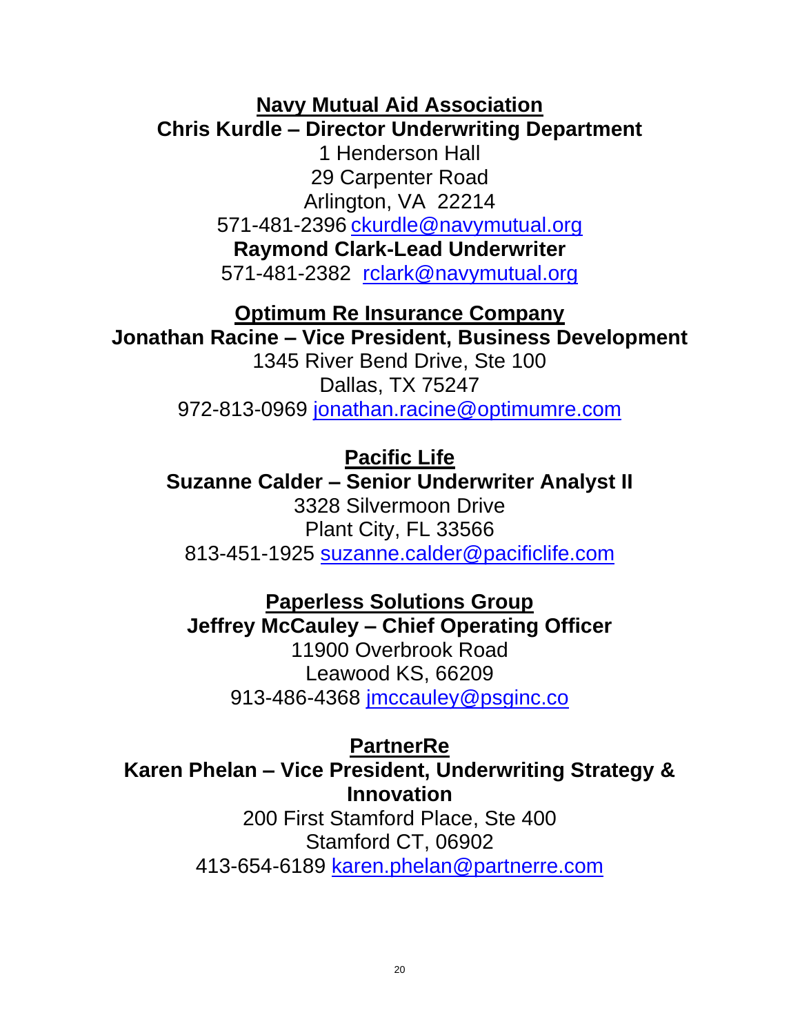**Navy Mutual Aid Association**

**Chris Kurdle – Director Underwriting Department**

1 Henderson Hall
29 Carpenter Road
Arlington, VA  22214
571-481-2396 ckurdle@navymutual.org

**Raymond Clark-Lead Underwriter**

571-481-2382  rclark@navymutual.org

**Optimum Re Insurance Company**

**Jonathan Racine – Vice President, Business Development**

1345 River Bend Drive, Ste 100
Dallas, TX 75247
972-813-0969 jonathan.racine@optimumre.com

**Pacific Life**

**Suzanne Calder – Senior Underwriter Analyst II**

3328 Silvermoon Drive
Plant City, FL 33566
813-451-1925 suzanne.calder@pacificlife.com

**Paperless Solutions Group**

**Jeffrey McCauley – Chief Operating Officer**

11900 Overbrook Road
Leawood KS, 66209
913-486-4368 jmccauley@psginc.co

**PartnerRe**

**Karen Phelan – Vice President, Underwriting Strategy & Innovation**

200 First Stamford Place, Ste 400
Stamford CT, 06902
413-654-6189 karen.phelan@partnerre.com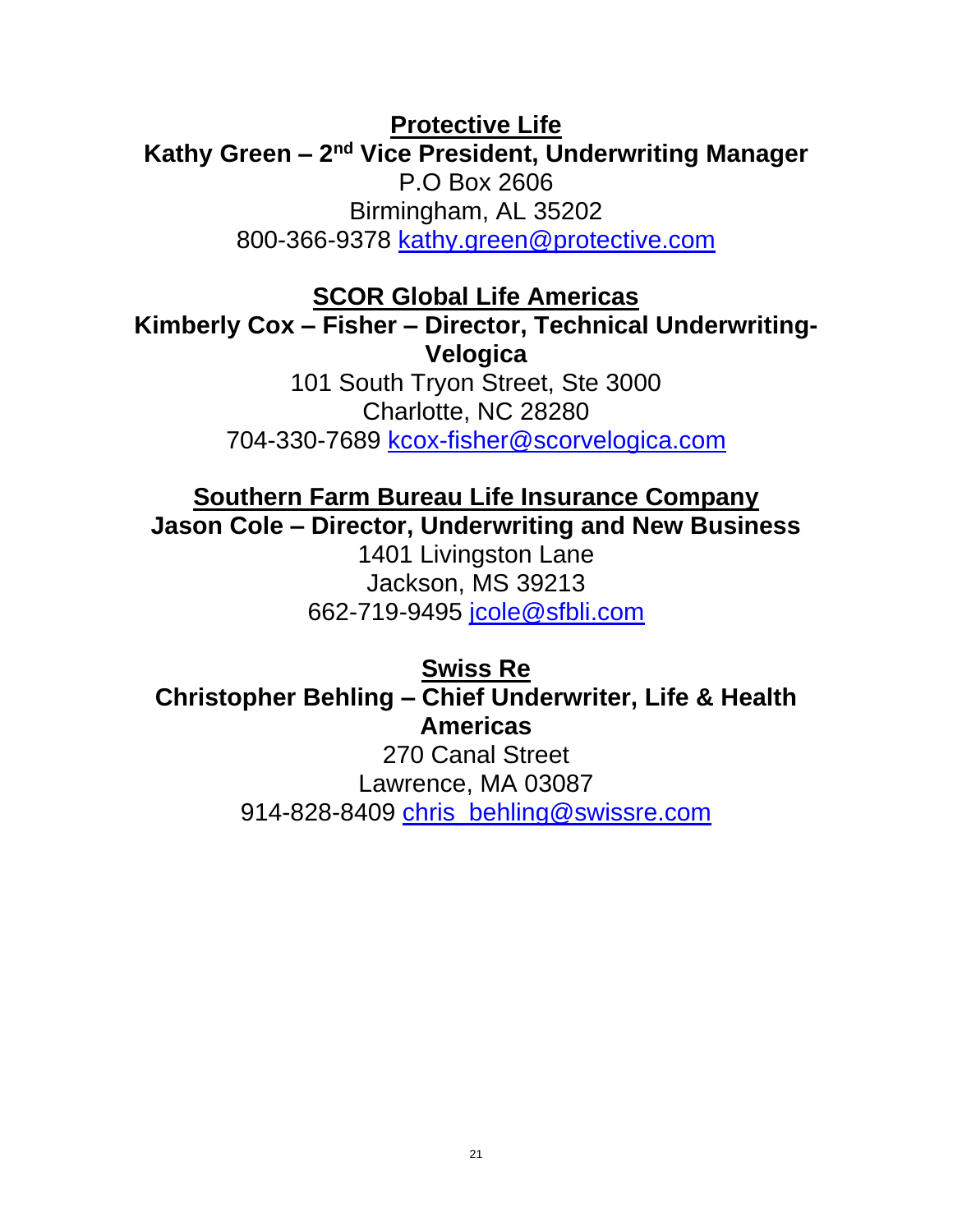**<u>Protective Life</u>**

**Kathy Green – 2nd Vice President, Underwriting Manager**

P.O Box 2606

Birmingham, AL 35202

800-366-9378 kathy.green@protective.com

**<u>SCOR Global Life Americas</u>**

**Kimberly Cox – Fisher – Director, Technical Underwriting-Velogica**

101 South Tryon Street, Ste 3000

Charlotte, NC 28280

704-330-7689 kcox-fisher@scorvelogica.com

**<u>Southern Farm Bureau Life Insurance Company</u>**

**Jason Cole – Director, Underwriting and New Business**

1401 Livingston Lane

Jackson, MS 39213

662-719-9495 jcole@sfbli.com

**<u>Swiss Re</u>**

**Christopher Behling – Chief Underwriter, Life & Health Americas**

270 Canal Street

Lawrence, MA 03087

914-828-8409 chris_behling@swissre.com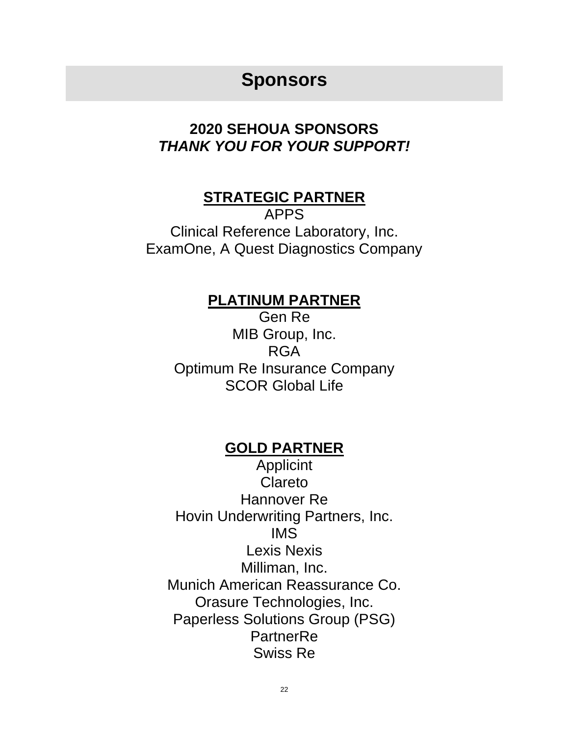# Sponsors

## 2020 SEHOUA SPONSORS
***THANK YOU FOR YOUR SUPPORT!***

### STRATEGIC PARTNER

APPS
Clinical Reference Laboratory, Inc.
ExamOne, A Quest Diagnostics Company

### PLATINUM PARTNER

Gen Re
MIB Group, Inc.
RGA
Optimum Re Insurance Company
SCOR Global Life

### GOLD PARTNER

Applicint
Clareto
Hannover Re
Hovin Underwriting Partners, Inc.
IMS
Lexis Nexis
Milliman, Inc.
Munich American Reassurance Co.
Orasure Technologies, Inc.
Paperless Solutions Group (PSG)
PartnerRe
Swiss Re